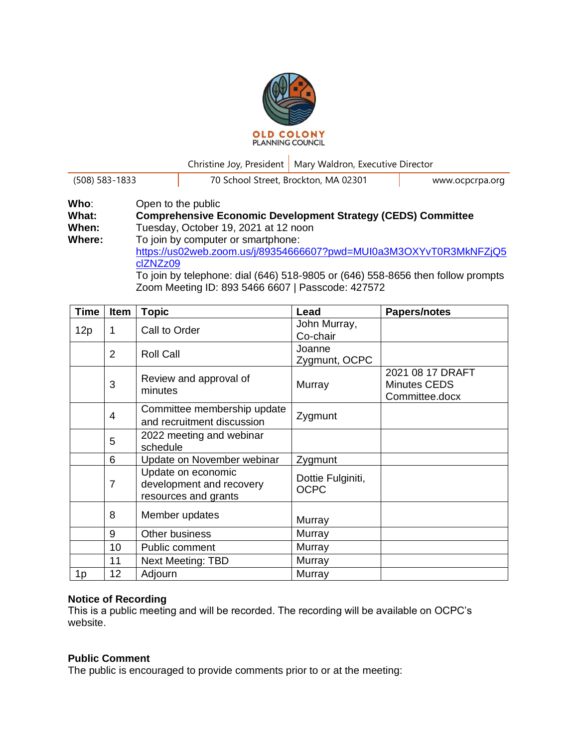**OLD COLONY**
PLANNING COUNCIL

Christine Joy, President | Mary Waldron, Executive Director

(508) 583-1833 | 70 School Street, Brockton, MA 02301 | www.ocpcrpa.org

**Who**: Open to the public
**What:** **Comprehensive Economic Development Strategy (CEDS) Committee**
**When:** Tuesday, October 19, 2021 at 12 noon
**Where:** To join by computer or smartphone:
https://us02web.zoom.us/j/89354666607?pwd=MUI0a3M3OXYvT0R3MkNFZjQ5clZNZz09
To join by telephone: dial (646) 518-9805 or (646) 558-8656 then follow prompts
Zoom Meeting ID: 893 5466 6607 | Passcode: 427572

| Time | Item | Topic | Lead | Papers/notes |
|---|---|---|---|---|
| 12p | 1 | Call to Order | John Murray, Co-chair | |
| | 2 | Roll Call | Joanne Zygmunt, OCPC | |
| | 3 | Review and approval of minutes | Murray | 2021 08 17 DRAFT Minutes CEDS Committee.docx |
| | 4 | Committee membership update and recruitment discussion | Zygmunt | |
| | 5 | 2022 meeting and webinar schedule | | |
| | 6 | Update on November webinar | Zygmunt | |
| | 7 | Update on economic development and recovery resources and grants | Dottie Fulginiti, OCPC | |
| | 8 | Member updates | Murray | |
| | 9 | Other business | Murray | |
| | 10 | Public comment | Murray | |
| | 11 | Next Meeting: TBD | Murray | |
| 1p | 12 | Adjourn | Murray | |

**Notice of Recording**
This is a public meeting and will be recorded. The recording will be available on OCPC's website.

**Public Comment**
The public is encouraged to provide comments prior to or at the meeting: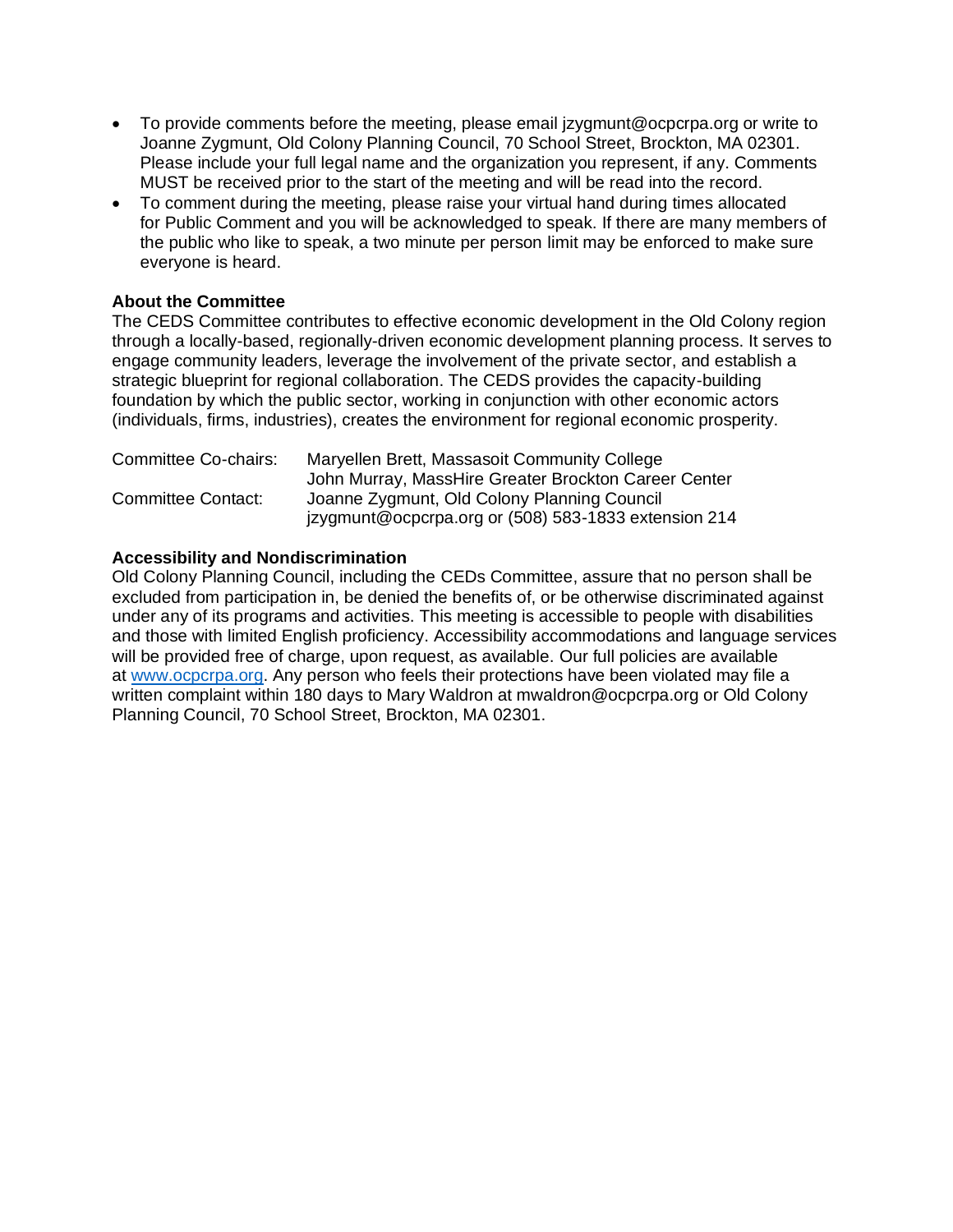- To provide comments before the meeting, please email jzygmunt@ocpcrpa.org or write to Joanne Zygmunt, Old Colony Planning Council, 70 School Street, Brockton, MA 02301. Please include your full legal name and the organization you represent, if any. Comments MUST be received prior to the start of the meeting and will be read into the record.
- To comment during the meeting, please raise your virtual hand during times allocated for Public Comment and you will be acknowledged to speak. If there are many members of the public who like to speak, a two minute per person limit may be enforced to make sure everyone is heard.

**About the Committee**

The CEDS Committee contributes to effective economic development in the Old Colony region through a locally-based, regionally-driven economic development planning process. It serves to engage community leaders, leverage the involvement of the private sector, and establish a strategic blueprint for regional collaboration. The CEDS provides the capacity-building foundation by which the public sector, working in conjunction with other economic actors (individuals, firms, industries), creates the environment for regional economic prosperity.

| | |
|---|---|
| Committee Co-chairs: | Maryellen Brett, Massasoit Community College |
| | John Murray, MassHire Greater Brockton Career Center |
| Committee Contact: | Joanne Zygmunt, Old Colony Planning Council |
| | jzygmunt@ocpcrpa.org or (508) 583-1833 extension 214 |

**Accessibility and Nondiscrimination**

Old Colony Planning Council, including the CEDs Committee, assure that no person shall be excluded from participation in, be denied the benefits of, or be otherwise discriminated against under any of its programs and activities. This meeting is accessible to people with disabilities and those with limited English proficiency. Accessibility accommodations and language services will be provided free of charge, upon request, as available. Our full policies are available at [www.ocpcrpa.org](http://www.ocpcrpa.org). Any person who feels their protections have been violated may file a written complaint within 180 days to Mary Waldron at mwaldron@ocpcrpa.org or Old Colony Planning Council, 70 School Street, Brockton, MA 02301.